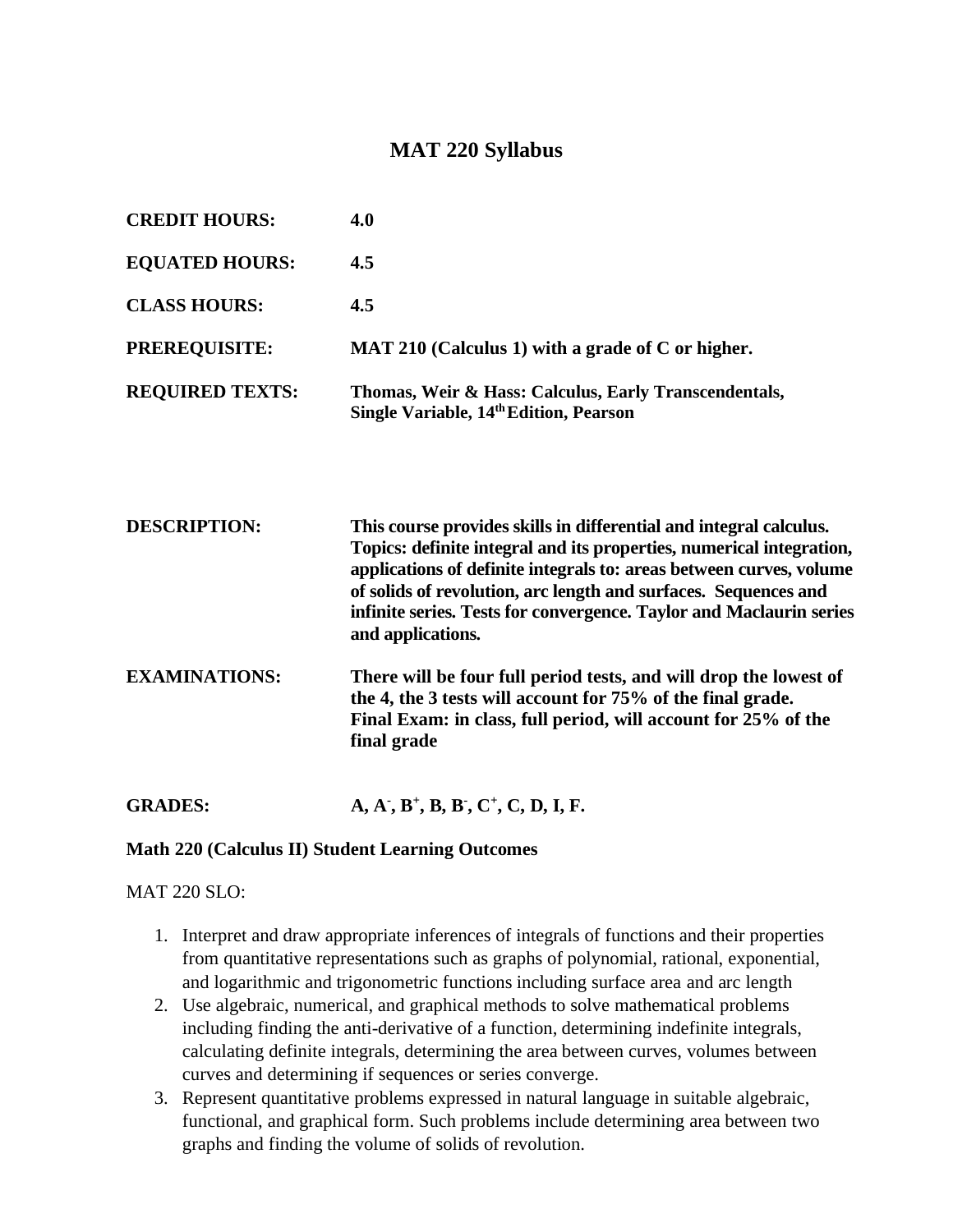# MAT 220 Syllabus

**CREDIT HOURS:** **4.0**

**EQUATED HOURS:** **4.5**

**CLASS HOURS:** **4.5**

**PREREQUISITE:** **MAT 210 (Calculus 1) with a grade of C or higher.**

**REQUIRED TEXTS:** **Thomas, Weir & Hass: Calculus, Early Transcendentals, Single Variable, 14th Edition, Pearson**

**DESCRIPTION:** **This course provides skills in differential and integral calculus. Topics: definite integral and its properties, numerical integration, applications of definite integrals to: areas between curves, volume of solids of revolution, arc length and surfaces. Sequences and infinite series. Tests for convergence. Taylor and Maclaurin series and applications.**

**EXAMINATIONS:** **There will be four full period tests, and will drop the lowest of the 4, the 3 tests will account for 75% of the final grade. Final Exam: in class, full period, will account for 25% of the final grade**

**GRADES:** **A, A-, B+, B, B-, C+, C, D, I, F.**

**Math 220 (Calculus II) Student Learning Outcomes**

MAT 220 SLO:

1. Interpret and draw appropriate inferences of integrals of functions and their properties from quantitative representations such as graphs of polynomial, rational, exponential, and logarithmic and trigonometric functions including surface area and arc length
2. Use algebraic, numerical, and graphical methods to solve mathematical problems including finding the anti-derivative of a function, determining indefinite integrals, calculating definite integrals, determining the area between curves, volumes between curves and determining if sequences or series converge.
3. Represent quantitative problems expressed in natural language in suitable algebraic, functional, and graphical form. Such problems include determining area between two graphs and finding the volume of solids of revolution.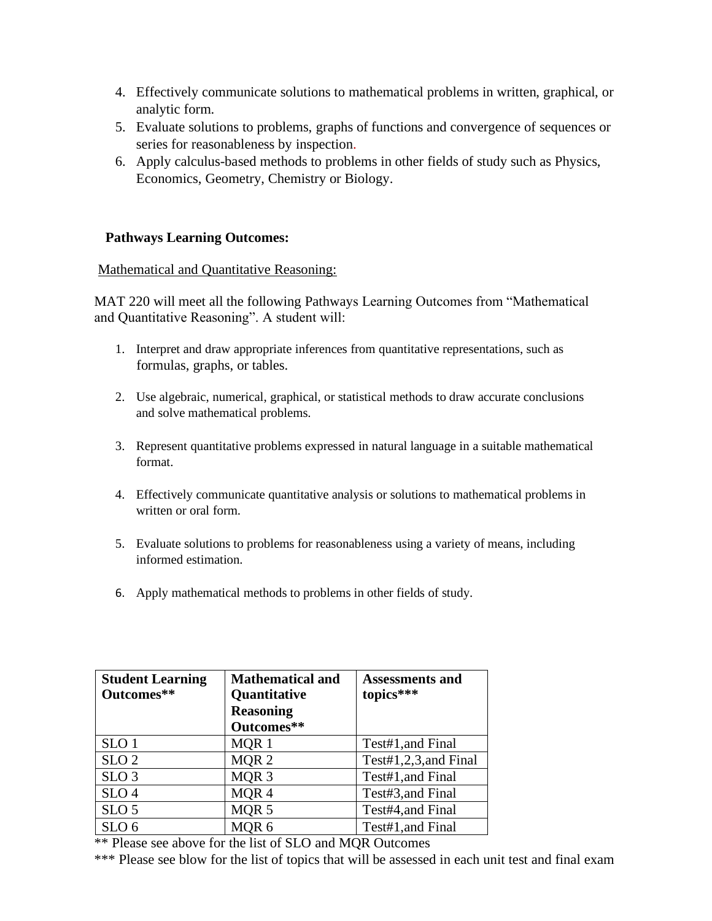4. Effectively communicate solutions to mathematical problems in written, graphical, or analytic form.
5. Evaluate solutions to problems, graphs of functions and convergence of sequences or series for reasonableness by inspection.
6. Apply calculus-based methods to problems in other fields of study such as Physics, Economics, Geometry, Chemistry or Biology.

**Pathways Learning Outcomes:**

Mathematical and Quantitative Reasoning:

MAT 220 will meet all the following Pathways Learning Outcomes from "Mathematical and Quantitative Reasoning". A student will:

1. Interpret and draw appropriate inferences from quantitative representations, such as formulas, graphs, or tables.
2. Use algebraic, numerical, graphical, or statistical methods to draw accurate conclusions and solve mathematical problems.
3. Represent quantitative problems expressed in natural language in a suitable mathematical format.
4. Effectively communicate quantitative analysis or solutions to mathematical problems in written or oral form.
5. Evaluate solutions to problems for reasonableness using a variety of means, including informed estimation.
6. Apply mathematical methods to problems in other fields of study.

| **Student Learning Outcomes**** | **Mathematical and Quantitative Reasoning Outcomes**** | **Assessments and topics***** |
|---|---|---|
| SLO 1 | MQR 1 | Test#1,and Final |
| SLO 2 | MQR 2 | Test#1,2,3,and Final |
| SLO 3 | MQR 3 | Test#1,and Final |
| SLO 4 | MQR 4 | Test#3,and Final |
| SLO 5 | MQR 5 | Test#4,and Final |
| SLO 6 | MQR 6 | Test#1,and Final |

** Please see above for the list of SLO and MQR Outcomes

*** Please see blow for the list of topics that will be assessed in each unit test and final exam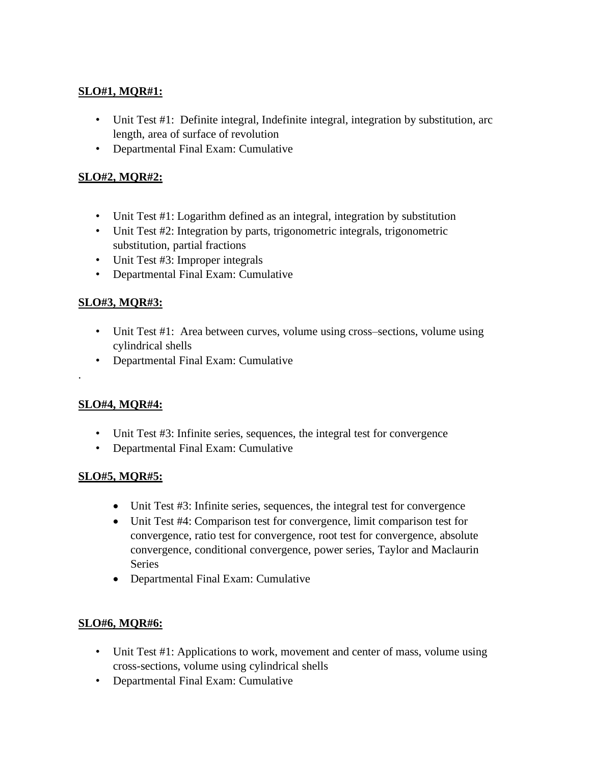**SLO#1, MQR#1:**

- Unit Test #1: Definite integral, Indefinite integral, integration by substitution, arc length, area of surface of revolution
- Departmental Final Exam: Cumulative

**SLO#2, MQR#2:**

- Unit Test #1: Logarithm defined as an integral, integration by substitution
- Unit Test #2: Integration by parts, trigonometric integrals, trigonometric substitution, partial fractions
- Unit Test #3: Improper integrals
- Departmental Final Exam: Cumulative

**SLO#3, MQR#3:**

- Unit Test #1: Area between curves, volume using cross–sections, volume using cylindrical shells
- Departmental Final Exam: Cumulative

.

**SLO#4, MQR#4:**

- Unit Test #3: Infinite series, sequences, the integral test for convergence
- Departmental Final Exam: Cumulative

**SLO#5, MQR#5:**

- Unit Test #3: Infinite series, sequences, the integral test for convergence
- Unit Test #4: Comparison test for convergence, limit comparison test for convergence, ratio test for convergence, root test for convergence, absolute convergence, conditional convergence, power series, Taylor and Maclaurin Series
- Departmental Final Exam: Cumulative

**SLO#6, MQR#6:**

- Unit Test #1: Applications to work, movement and center of mass, volume using cross-sections, volume using cylindrical shells
- Departmental Final Exam: Cumulative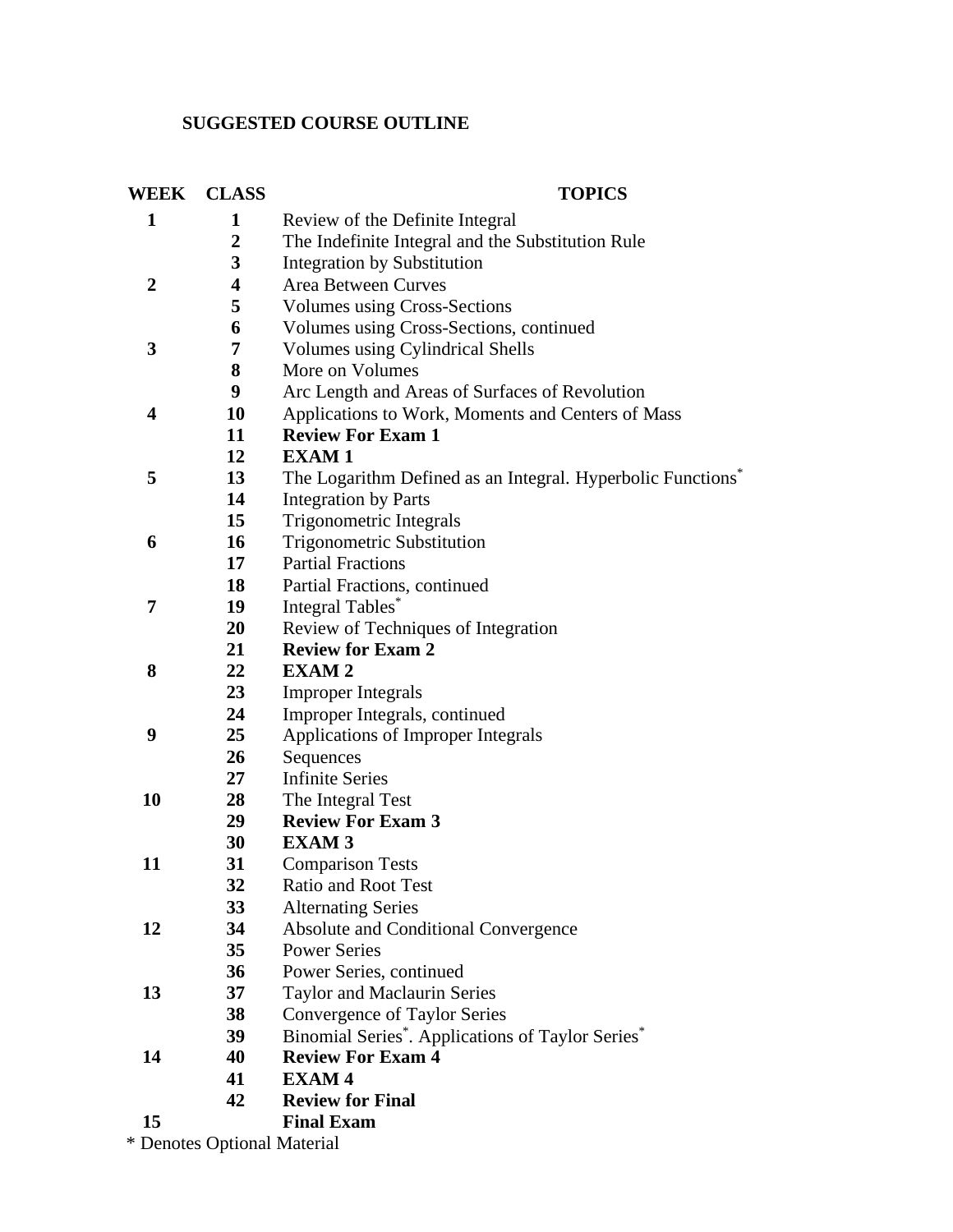## SUGGESTED COURSE OUTLINE

| WEEK | CLASS | TOPICS |
| --- | --- | --- |
| 1 | 1 | Review of the Definite Integral |
| | 2 | The Indefinite Integral and the Substitution Rule |
| | 3 | Integration by Substitution |
| 2 | 4 | Area Between Curves |
| | 5 | Volumes using Cross-Sections |
| | 6 | Volumes using Cross-Sections, continued |
| 3 | 7 | Volumes using Cylindrical Shells |
| | 8 | More on Volumes |
| | 9 | Arc Length and Areas of Surfaces of Revolution |
| 4 | 10 | Applications to Work, Moments and Centers of Mass |
| | 11 | **Review For Exam 1** |
| | 12 | **EXAM 1** |
| 5 | 13 | The Logarithm Defined as an Integral. Hyperbolic Functions* |
| | 14 | Integration by Parts |
| | 15 | Trigonometric Integrals |
| 6 | 16 | Trigonometric Substitution |
| | 17 | Partial Fractions |
| | 18 | Partial Fractions, continued |
| 7 | 19 | Integral Tables* |
| | 20 | Review of Techniques of Integration |
| | 21 | **Review for Exam 2** |
| 8 | 22 | **EXAM 2** |
| | 23 | Improper Integrals |
| | 24 | Improper Integrals, continued |
| 9 | 25 | Applications of Improper Integrals |
| | 26 | Sequences |
| | 27 | Infinite Series |
| 10 | 28 | The Integral Test |
| | 29 | **Review For Exam 3** |
| | 30 | **EXAM 3** |
| 11 | 31 | Comparison Tests |
| | 32 | Ratio and Root Test |
| | 33 | Alternating Series |
| 12 | 34 | Absolute and Conditional Convergence |
| | 35 | Power Series |
| | 36 | Power Series, continued |
| 13 | 37 | Taylor and Maclaurin Series |
| | 38 | Convergence of Taylor Series |
| | 39 | Binomial Series*. Applications of Taylor Series* |
| 14 | 40 | **Review For Exam 4** |
| | 41 | **EXAM 4** |
| | 42 | **Review for Final** |
| 15 | | **Final Exam** |

* Denotes Optional Material